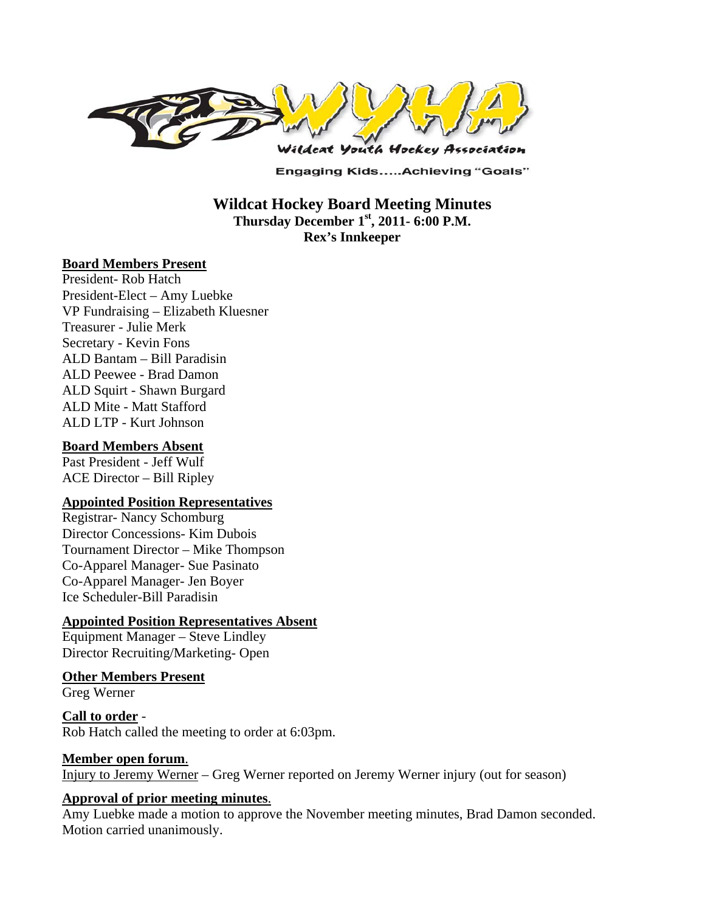Wildcat Youth Hockey Association

Engaging Kids.....Achieving "Goals"

# Wildcat Hockey Board Meeting Minutes

**Thursday December 1st, 2011- 6:00 P.M.**
**Rex's Innkeeper**

**Board Members Present**

President- Rob Hatch
President-Elect – Amy Luebke
VP Fundraising – Elizabeth Kluesner
Treasurer - Julie Merk
Secretary - Kevin Fons
ALD Bantam – Bill Paradisin
ALD Peewee - Brad Damon
ALD Squirt - Shawn Burgard
ALD Mite - Matt Stafford
ALD LTP - Kurt Johnson

**Board Members Absent**

Past President - Jeff Wulf
ACE Director – Bill Ripley

**Appointed Position Representatives**

Registrar- Nancy Schomburg
Director Concessions- Kim Dubois
Tournament Director – Mike Thompson
Co-Apparel Manager- Sue Pasinato
Co-Apparel Manager- Jen Boyer
Ice Scheduler-Bill Paradisin

**Appointed Position Representatives Absent**

Equipment Manager – Steve Lindley
Director Recruiting/Marketing- Open

**Other Members Present**

Greg Werner

**Call to order** -
Rob Hatch called the meeting to order at 6:03pm.

**Member open forum**.
Injury to Jeremy Werner – Greg Werner reported on Jeremy Werner injury (out for season)

**Approval of prior meeting minutes**.
Amy Luebke made a motion to approve the November meeting minutes, Brad Damon seconded. Motion carried unanimously.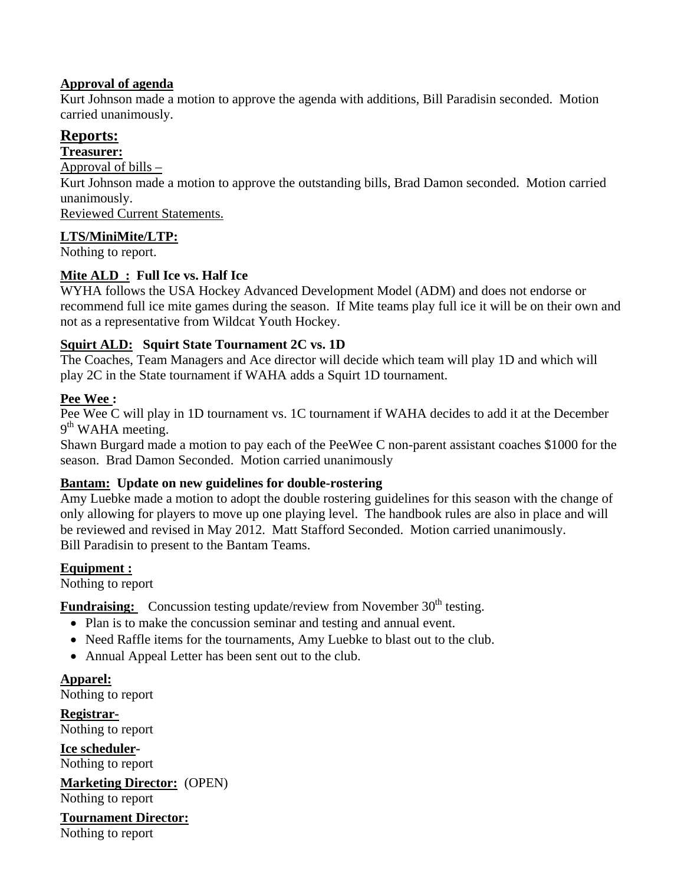**Approval of agenda**

Kurt Johnson made a motion to approve the agenda with additions, Bill Paradisin seconded. Motion carried unanimously.

## Reports:

**Treasurer:**

Approval of bills –

Kurt Johnson made a motion to approve the outstanding bills, Brad Damon seconded. Motion carried unanimously.

Reviewed Current Statements.

**LTS/MiniMite/LTP:**

Nothing to report.

**Mite ALD : Full Ice vs. Half Ice**

WYHA follows the USA Hockey Advanced Development Model (ADM) and does not endorse or recommend full ice mite games during the season. If Mite teams play full ice it will be on their own and not as a representative from Wildcat Youth Hockey.

**Squirt ALD: Squirt State Tournament 2C vs. 1D**

The Coaches, Team Managers and Ace director will decide which team will play 1D and which will play 2C in the State tournament if WAHA adds a Squirt 1D tournament.

**Pee Wee :**

Pee Wee C will play in 1D tournament vs. 1C tournament if WAHA decides to add it at the December 9th WAHA meeting.

Shawn Burgard made a motion to pay each of the PeeWee C non-parent assistant coaches $1000 for the season. Brad Damon Seconded. Motion carried unanimously

**Bantam: Update on new guidelines for double-rostering**

Amy Luebke made a motion to adopt the double rostering guidelines for this season with the change of only allowing for players to move up one playing level. The handbook rules are also in place and will be reviewed and revised in May 2012. Matt Stafford Seconded. Motion carried unanimously.

Bill Paradisin to present to the Bantam Teams.

**Equipment :**

Nothing to report

**Fundraising:** Concussion testing update/review from November 30th testing.

- Plan is to make the concussion seminar and testing and annual event.
- Need Raffle items for the tournaments, Amy Luebke to blast out to the club.
- Annual Appeal Letter has been sent out to the club.

**Apparel:**

Nothing to report

**Registrar-**

Nothing to report

**Ice scheduler-**

Nothing to report

**Marketing Director:** (OPEN)

Nothing to report

**Tournament Director:**

Nothing to report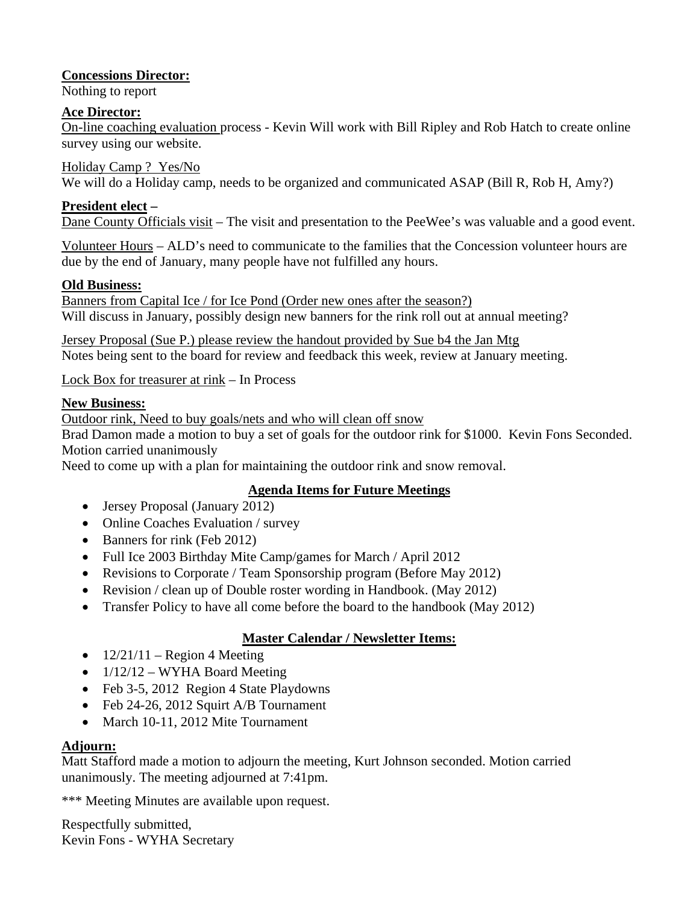**Concessions Director:**
Nothing to report

**Ace Director:**
On-line coaching evaluation process - Kevin Will work with Bill Ripley and Rob Hatch to create online survey using our website.

Holiday Camp ? Yes/No
We will do a Holiday camp, needs to be organized and communicated ASAP (Bill R, Rob H, Amy?)

**President elect –**
Dane County Officials visit – The visit and presentation to the PeeWee's was valuable and a good event.

Volunteer Hours – ALD's need to communicate to the families that the Concession volunteer hours are due by the end of January, many people have not fulfilled any hours.

**Old Business:**
Banners from Capital Ice / for Ice Pond (Order new ones after the season?)
Will discuss in January, possibly design new banners for the rink roll out at annual meeting?

Jersey Proposal (Sue P.) please review the handout provided by Sue b4 the Jan Mtg
Notes being sent to the board for review and feedback this week, review at January meeting.

Lock Box for treasurer at rink – In Process

**New Business:**
Outdoor rink, Need to buy goals/nets and who will clean off snow
Brad Damon made a motion to buy a set of goals for the outdoor rink for $1000. Kevin Fons Seconded. Motion carried unanimously
Need to come up with a plan for maintaining the outdoor rink and snow removal.

**Agenda Items for Future Meetings**

- Jersey Proposal (January 2012)
- Online Coaches Evaluation / survey
- Banners for rink (Feb 2012)
- Full Ice 2003 Birthday Mite Camp/games for March / April 2012
- Revisions to Corporate / Team Sponsorship program (Before May 2012)
- Revision / clean up of Double roster wording in Handbook. (May 2012)
- Transfer Policy to have all come before the board to the handbook (May 2012)

**Master Calendar / Newsletter Items:**

- 12/21/11 – Region 4 Meeting
- 1/12/12 – WYHA Board Meeting
- Feb 3-5, 2012 Region 4 State Playdowns
- Feb 24-26, 2012 Squirt A/B Tournament
- March 10-11, 2012 Mite Tournament

**Adjourn:**
Matt Stafford made a motion to adjourn the meeting, Kurt Johnson seconded. Motion carried unanimously. The meeting adjourned at 7:41pm.

*** Meeting Minutes are available upon request.

Respectfully submitted,
Kevin Fons - WYHA Secretary